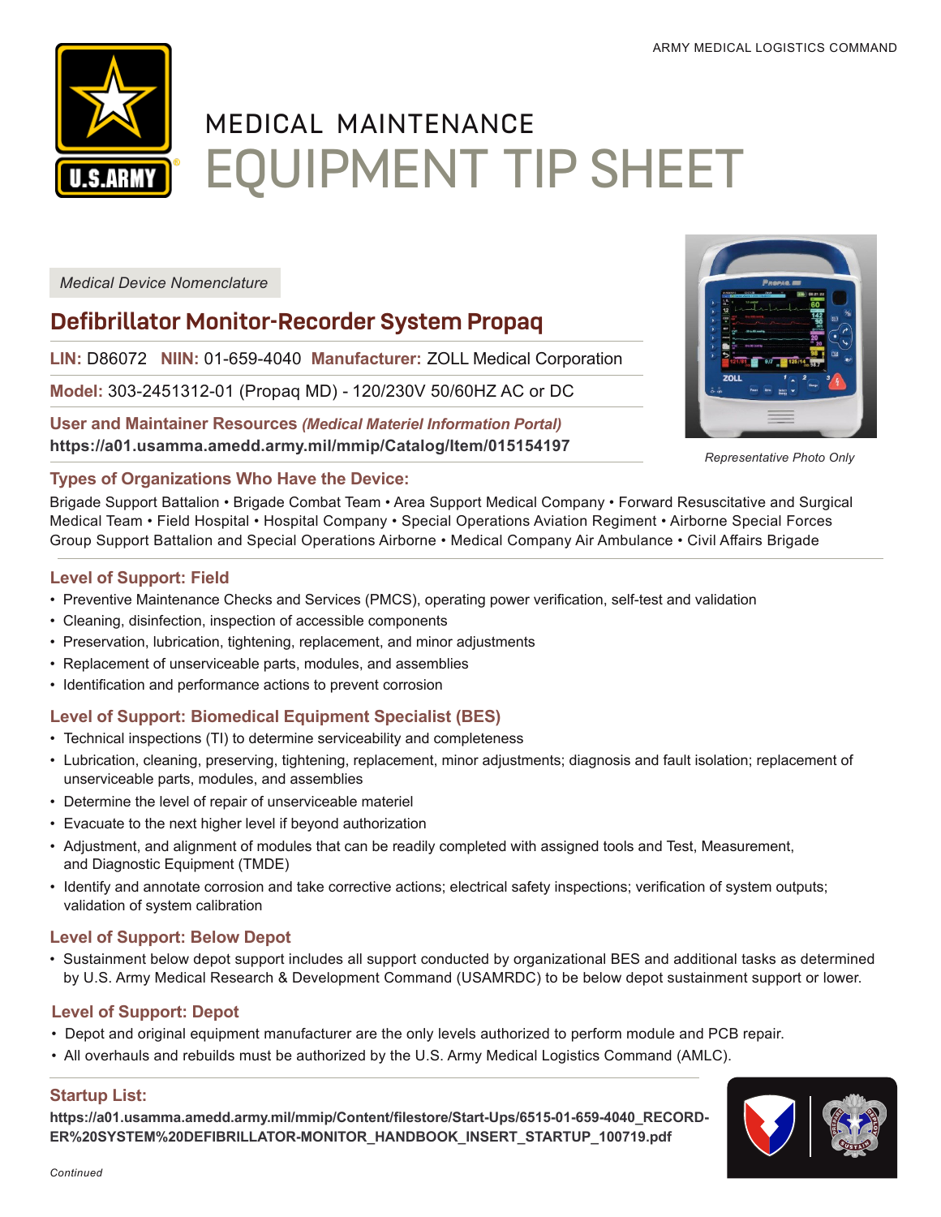ARMY MEDICAL LOGISTICS COMMAND

# MEDICAL MAINTENANCE EQUIPMENT TIP SHEET

*Medical Device Nomenclature*

## Defibrillator Monitor-Recorder System Propaq

**LIN:** D86072 **NIIN:** 01-659-4040 **Manufacturer:** ZOLL Medical Corporation

**Model:** 303-2451312-01 (Propaq MD) - 120/230V 50/60HZ AC or DC

**User and Maintainer Resources** ***(Medical Materiel Information Portal)***
**https://a01.usamma.amedd.army.mil/mmip/Catalog/Item/015154197**

*Representative Photo Only*

### Types of Organizations Who Have the Device:

Brigade Support Battalion • Brigade Combat Team • Area Support Medical Company • Forward Resuscitative and Surgical Medical Team • Field Hospital • Hospital Company • Special Operations Aviation Regiment • Airborne Special Forces Group Support Battalion and Special Operations Airborne • Medical Company Air Ambulance • Civil Affairs Brigade

### Level of Support: Field

- Preventive Maintenance Checks and Services (PMCS), operating power verification, self-test and validation
- Cleaning, disinfection, inspection of accessible components
- Preservation, lubrication, tightening, replacement, and minor adjustments
- Replacement of unserviceable parts, modules, and assemblies
- Identification and performance actions to prevent corrosion

### Level of Support: Biomedical Equipment Specialist (BES)

- Technical inspections (TI) to determine serviceability and completeness
- Lubrication, cleaning, preserving, tightening, replacement, minor adjustments; diagnosis and fault isolation; replacement of unserviceable parts, modules, and assemblies
- Determine the level of repair of unserviceable materiel
- Evacuate to the next higher level if beyond authorization
- Adjustment, and alignment of modules that can be readily completed with assigned tools and Test, Measurement, and Diagnostic Equipment (TMDE)
- Identify and annotate corrosion and take corrective actions; electrical safety inspections; verification of system outputs; validation of system calibration

### Level of Support: Below Depot

- Sustainment below depot support includes all support conducted by organizational BES and additional tasks as determined by U.S. Army Medical Research & Development Command (USAMRDC) to be below depot sustainment support or lower.

### Level of Support: Depot

- Depot and original equipment manufacturer are the only levels authorized to perform module and PCB repair.
- All overhauls and rebuilds must be authorized by the U.S. Army Medical Logistics Command (AMLC).

### Startup List:

**https://a01.usamma.amedd.army.mil/mmip/Content/filestore/Start-Ups/6515-01-659-4040_RECORD-ER%20SYSTEM%20DEFIBRILLATOR-MONITOR_HANDBOOK_INSERT_STARTUP_100719.pdf**

*Continued*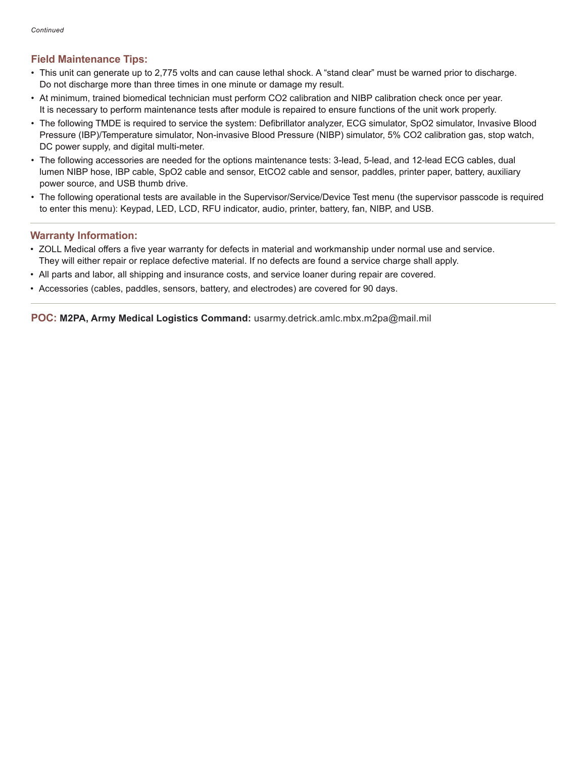*Continued*

## Field Maintenance Tips:

- This unit can generate up to 2,775 volts and can cause lethal shock. A “stand clear” must be warned prior to discharge. Do not discharge more than three times in one minute or damage my result.
- At minimum, trained biomedical technician must perform CO2 calibration and NIBP calibration check once per year. It is necessary to perform maintenance tests after module is repaired to ensure functions of the unit work properly.
- The following TMDE is required to service the system: Defibrillator analyzer, ECG simulator, SpO2 simulator, Invasive Blood Pressure (IBP)/Temperature simulator, Non-invasive Blood Pressure (NIBP) simulator, 5% CO2 calibration gas, stop watch, DC power supply, and digital multi-meter.
- The following accessories are needed for the options maintenance tests: 3-lead, 5-lead, and 12-lead ECG cables, dual lumen NIBP hose, IBP cable, SpO2 cable and sensor, EtCO2 cable and sensor, paddles, printer paper, battery, auxiliary power source, and USB thumb drive.
- The following operational tests are available in the Supervisor/Service/Device Test menu (the supervisor passcode is required to enter this menu): Keypad, LED, LCD, RFU indicator, audio, printer, battery, fan, NIBP, and USB.

## Warranty Information:

- ZOLL Medical offers a five year warranty for defects in material and workmanship under normal use and service. They will either repair or replace defective material. If no defects are found a service charge shall apply.
- All parts and labor, all shipping and insurance costs, and service loaner during repair are covered.
- Accessories (cables, paddles, sensors, battery, and electrodes) are covered for 90 days.

**POC: M2PA, Army Medical Logistics Command:** usarmy.detrick.amlc.mbx.m2pa@mail.mil